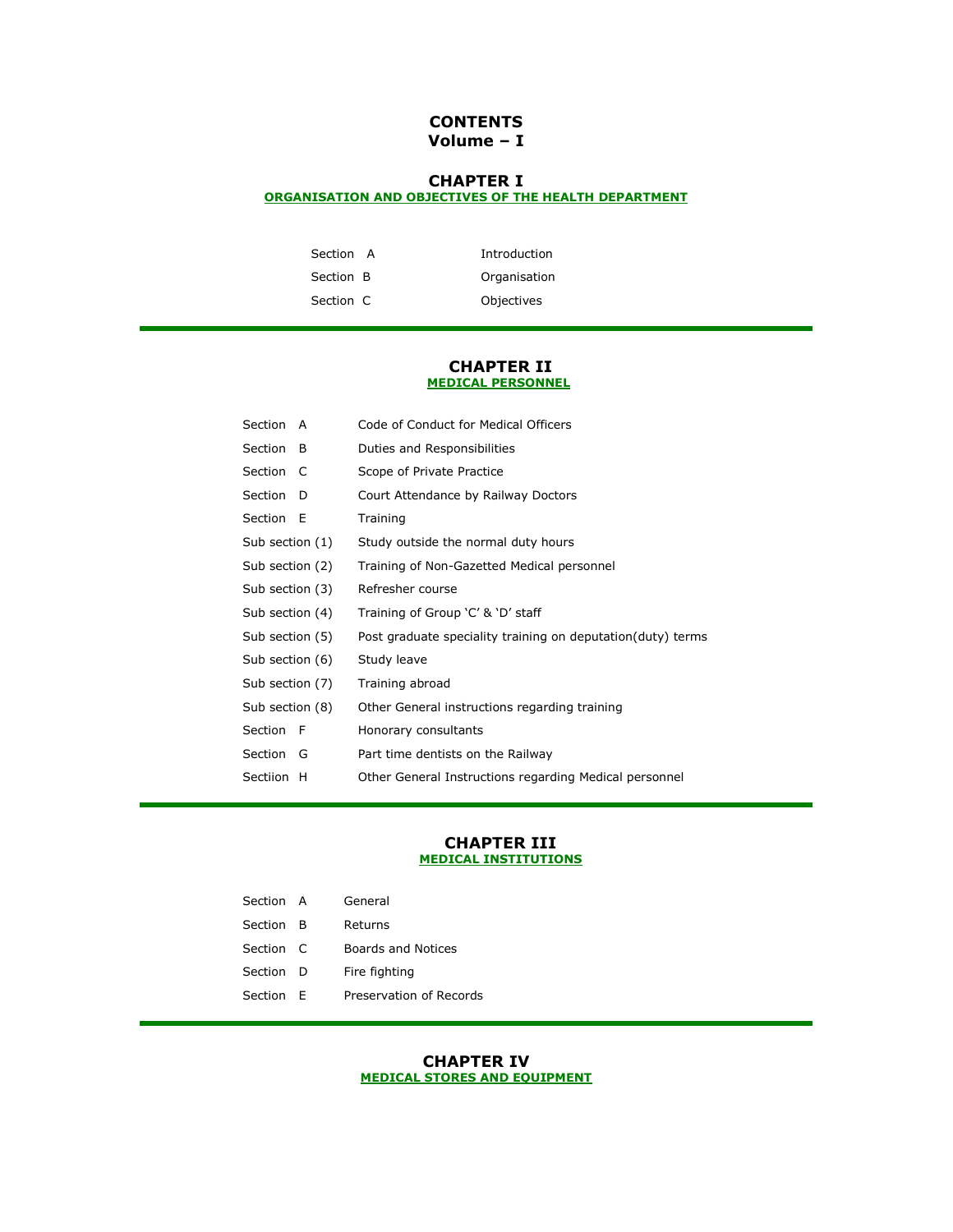# CONTENTS
## Volume – I

## CHAPTER I
**ORGANISATION AND OBJECTIVES OF THE HEALTH DEPARTMENT**

| | |
|---|---|
| Section A | Introduction |
| Section B | Organisation |
| Section C | Objectives |

---

## CHAPTER II
**MEDICAL PERSONNEL**

| | |
|---|---|
| Section A | Code of Conduct for Medical Officers |
| Section B | Duties and Responsibilities |
| Section C | Scope of Private Practice |
| Section D | Court Attendance by Railway Doctors |
| Section E | Training |
| Sub section (1) | Study outside the normal duty hours |
| Sub section (2) | Training of Non-Gazetted Medical personnel |
| Sub section (3) | Refresher course |
| Sub section (4) | Training of Group 'C' & 'D' staff |
| Sub section (5) | Post graduate speciality training on deputation(duty) terms |
| Sub section (6) | Study leave |
| Sub section (7) | Training abroad |
| Sub section (8) | Other General instructions regarding training |
| Section F | Honorary consultants |
| Section G | Part time dentists on the Railway |
| Sectiion H | Other General Instructions regarding Medical personnel |

---

## CHAPTER III
**MEDICAL INSTITUTIONS**

| | |
|---|---|
| Section A | General |
| Section B | Returns |
| Section C | Boards and Notices |
| Section D | Fire fighting |
| Section E | Preservation of Records |

---

## CHAPTER IV
**MEDICAL STORES AND EQUIPMENT**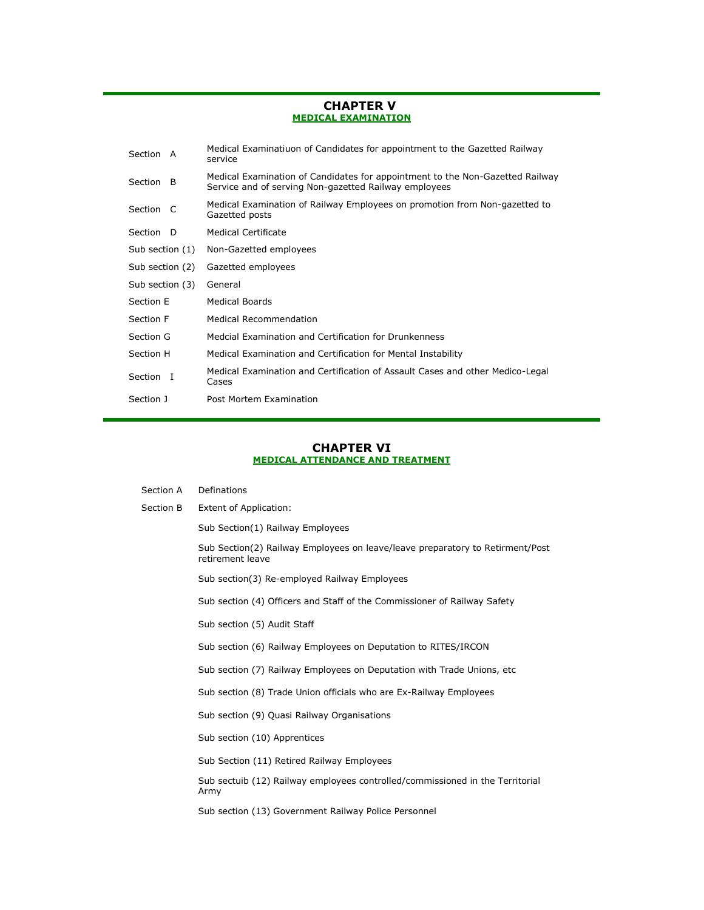# CHAPTER V
## MEDICAL EXAMINATION

| | |
|---|---|
| Section A | Medical Examinatiuon of Candidates for appointment to the Gazetted Railway service |
| Section B | Medical Examination of Candidates for appointment to the Non-Gazetted Railway Service and of serving Non-gazetted Railway employees |
| Section C | Medical Examination of Railway Employees on promotion from Non-gazetted to Gazetted posts |
| Section D | Medical Certificate |
| Sub section (1) | Non-Gazetted employees |
| Sub section (2) | Gazetted employees |
| Sub section (3) | General |
| Section E | Medical Boards |
| Section F | Medical Recommendation |
| Section G | Medcial Examination and Certification for Drunkenness |
| Section H | Medical Examination and Certification for Mental Instability |
| Section I | Medical Examination and Certification of Assault Cases and other Medico-Legal Cases |
| Section J | Post Mortem Examination |

# CHAPTER VI
## MEDICAL ATTENDANCE AND TREATMENT

Section A Definations

Section B Extent of Application:

Sub Section(1) Railway Employees

Sub Section(2) Railway Employees on leave/leave preparatory to Retirment/Post retirement leave

Sub section(3) Re-employed Railway Employees

Sub section (4) Officers and Staff of the Commissioner of Railway Safety

Sub section (5) Audit Staff

Sub section (6) Railway Employees on Deputation to RITES/IRCON

Sub section (7) Railway Employees on Deputation with Trade Unions, etc

Sub section (8) Trade Union officials who are Ex-Railway Employees

Sub section (9) Quasi Railway Organisations

Sub section (10) Apprentices

Sub Section (11) Retired Railway Employees

Sub sectuib (12) Railway employees controlled/commissioned in the Territorial Army

Sub section (13) Government Railway Police Personnel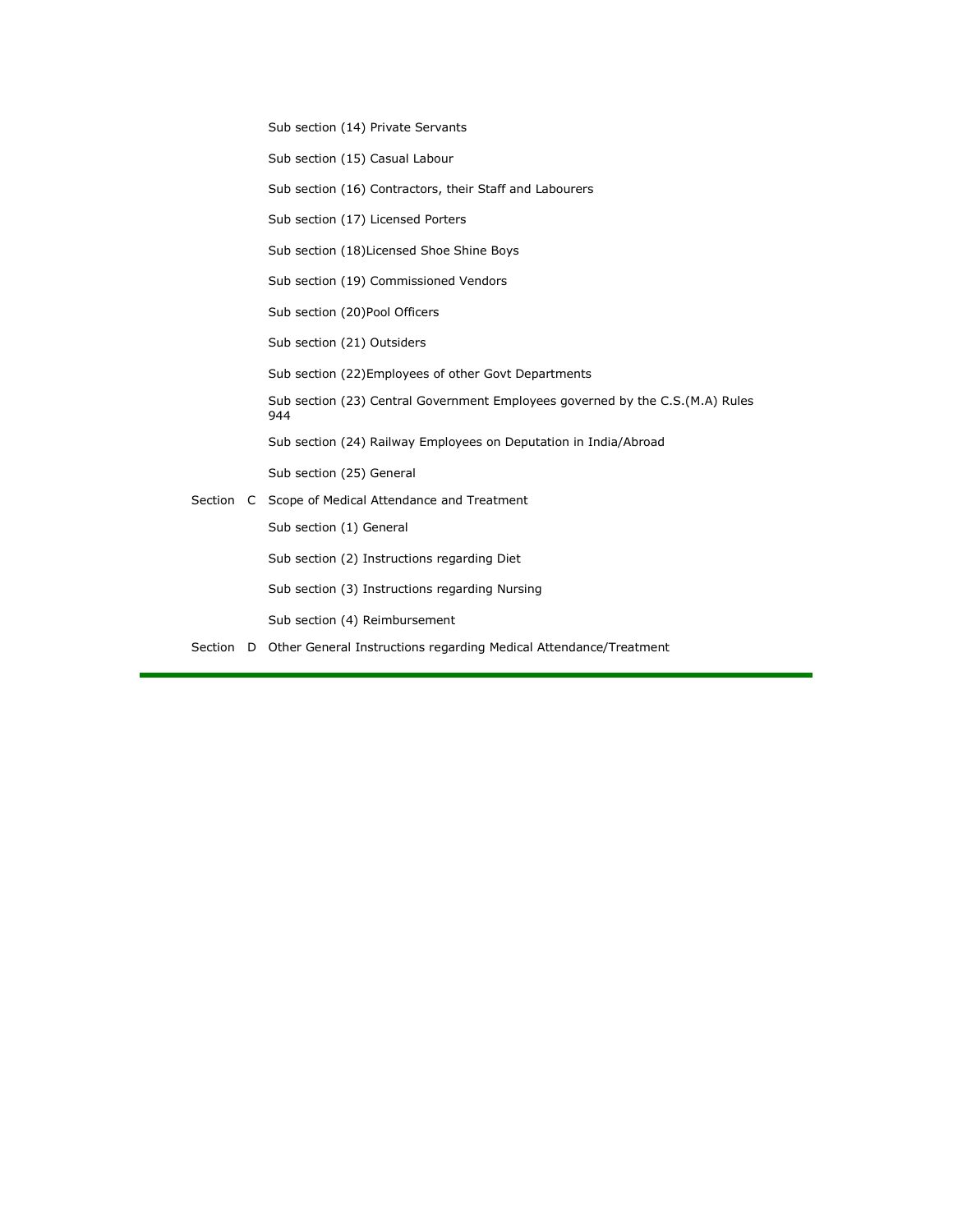Sub section (14) Private Servants

Sub section (15) Casual Labour

Sub section (16) Contractors, their Staff and Labourers

Sub section (17) Licensed Porters

Sub section (18)Licensed Shoe Shine Boys

Sub section (19) Commissioned Vendors

Sub section (20)Pool Officers

Sub section (21) Outsiders

Sub section (22)Employees of other Govt Departments

Sub section (23) Central Government Employees governed by the C.S.(M.A) Rules 944

Sub section (24) Railway Employees on Deputation in India/Abroad

Sub section (25) General

Section C Scope of Medical Attendance and Treatment

Sub section (1) General

Sub section (2) Instructions regarding Diet

Sub section (3) Instructions regarding Nursing

Sub section (4) Reimbursement

Section D Other General Instructions regarding Medical Attendance/Treatment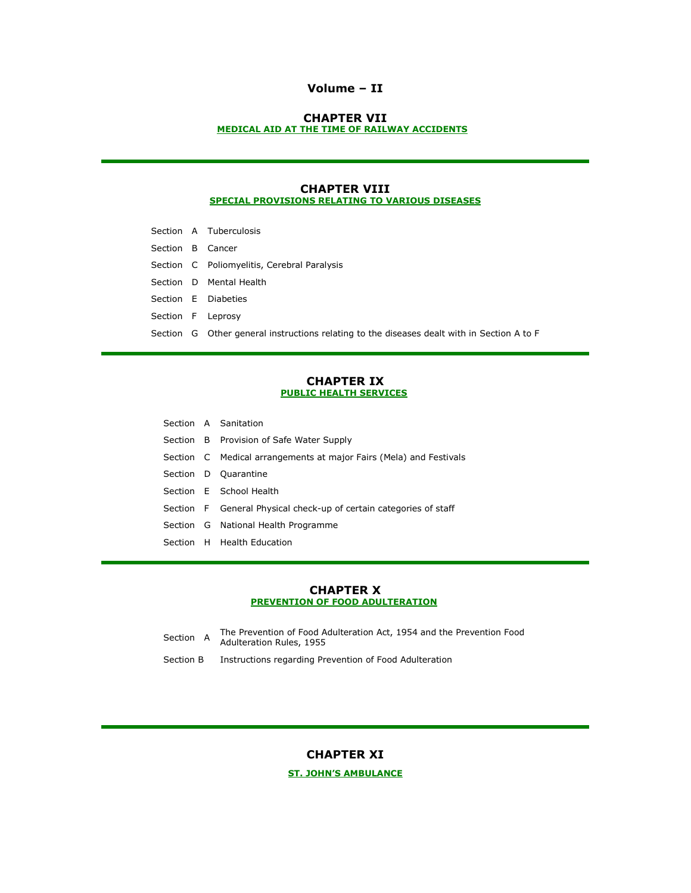# Volume – II

## CHAPTER VII

**MEDICAL AID AT THE TIME OF RAILWAY ACCIDENTS**

---

## CHAPTER VIII

**SPECIAL PROVISIONS RELATING TO VARIOUS DISEASES**

Section A Tuberculosis

Section B Cancer

Section C Poliomyelitis, Cerebral Paralysis

Section D Mental Health

Section E Diabeties

Section F Leprosy

Section G Other general instructions relating to the diseases dealt with in Section A to F

---

## CHAPTER IX

**PUBLIC HEALTH SERVICES**

Section A Sanitation

Section B Provision of Safe Water Supply

Section C Medical arrangements at major Fairs (Mela) and Festivals

Section D Quarantine

Section E School Health

Section F General Physical check-up of certain categories of staff

Section G National Health Programme

Section H Health Education

---

## CHAPTER X

**PREVENTION OF FOOD ADULTERATION**

Section A The Prevention of Food Adulteration Act, 1954 and the Prevention Food Adulteration Rules, 1955

Section B Instructions regarding Prevention of Food Adulteration

---

## CHAPTER XI

**ST. JOHN'S AMBULANCE**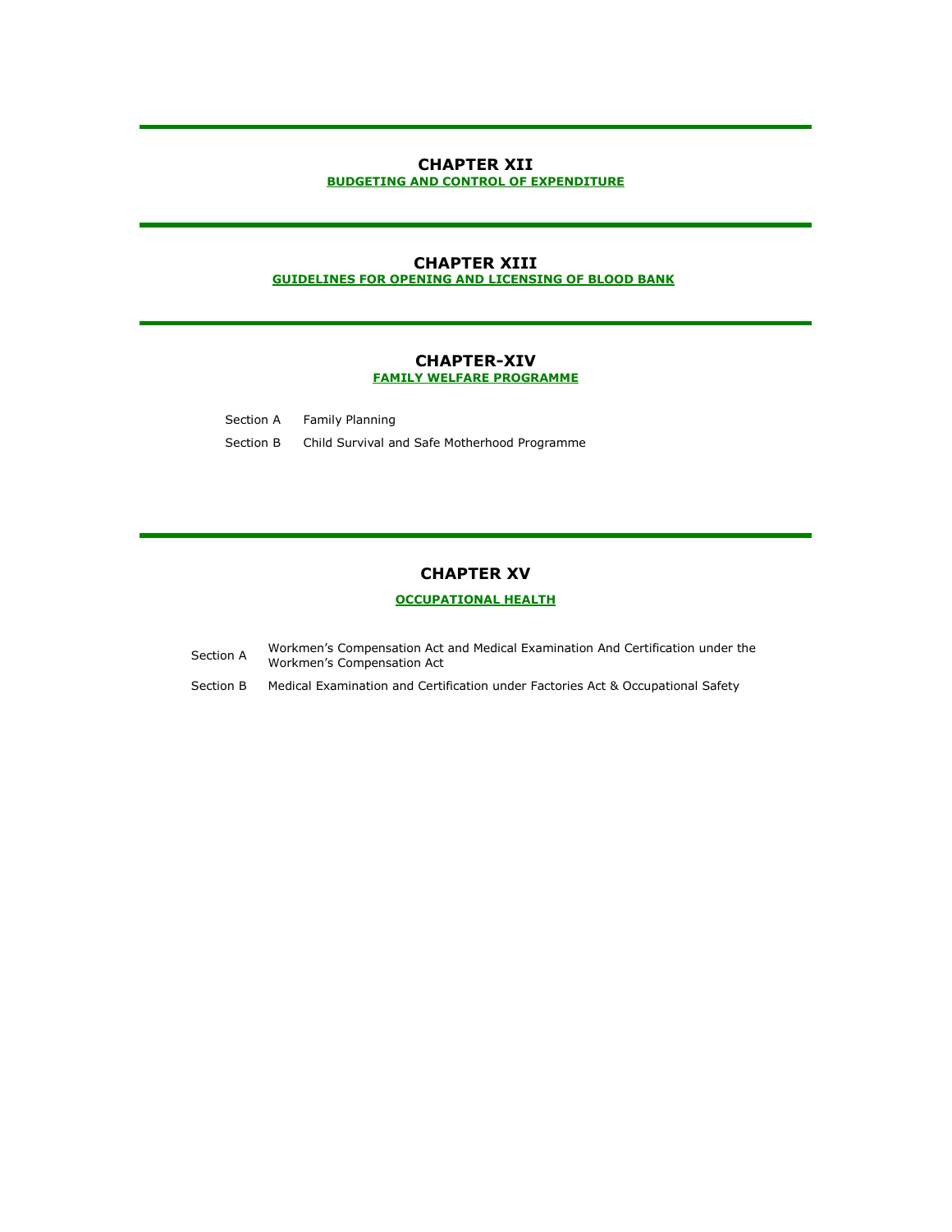---

# CHAPTER XII

**BUDGETING AND CONTROL OF EXPENDITURE**

---

# CHAPTER XIII

**GUIDELINES FOR OPENING AND LICENSING OF BLOOD BANK**

---

# CHAPTER-XIV

**FAMILY WELFARE PROGRAMME**

| | |
|---|---|
| Section A | Family Planning |
| Section B | Child Survival and Safe Motherhood Programme |

---

# CHAPTER XV

**OCCUPATIONAL HEALTH**

| | |
|---|---|
| Section A | Workmen's Compensation Act and Medical Examination And Certification under the Workmen's Compensation Act |
| Section B | Medical Examination and Certification under Factories Act & Occupational Safety |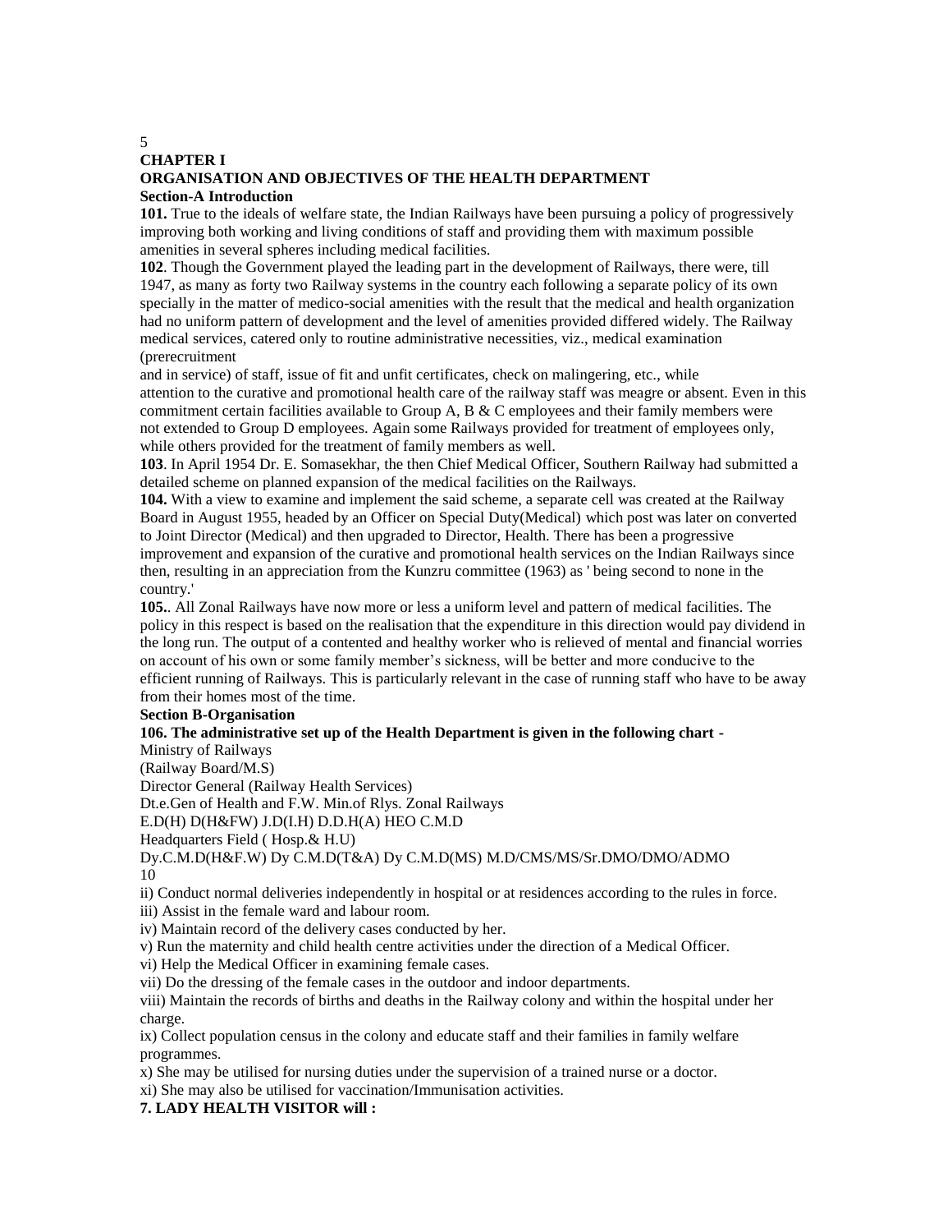# CHAPTER I

## ORGANISATION AND OBJECTIVES OF THE HEALTH DEPARTMENT

### Section-A Introduction

**101.** True to the ideals of welfare state, the Indian Railways have been pursuing a policy of progressively improving both working and living conditions of staff and providing them with maximum possible amenities in several spheres including medical facilities.

**102**. Though the Government played the leading part in the development of Railways, there were, till 1947, as many as forty two Railway systems in the country each following a separate policy of its own specially in the matter of medico-social amenities with the result that the medical and health organization had no uniform pattern of development and the level of amenities provided differed widely. The Railway medical services, catered only to routine administrative necessities, viz., medical examination (prerecruitment and in service) of staff, issue of fit and unfit certificates, check on malingering, etc., while attention to the curative and promotional health care of the railway staff was meagre or absent. Even in this commitment certain facilities available to Group A, B & C employees and their family members were not extended to Group D employees. Again some Railways provided for treatment of employees only, while others provided for the treatment of family members as well.

**103**. In April 1954 Dr. E. Somasekhar, the then Chief Medical Officer, Southern Railway had submitted a detailed scheme on planned expansion of the medical facilities on the Railways.

**104.** With a view to examine and implement the said scheme, a separate cell was created at the Railway Board in August 1955, headed by an Officer on Special Duty(Medical) which post was later on converted to Joint Director (Medical) and then upgraded to Director, Health. There has been a progressive improvement and expansion of the curative and promotional health services on the Indian Railways since then, resulting in an appreciation from the Kunzru committee (1963) as ' being second to none in the country.'

**105.**. All Zonal Railways have now more or less a uniform level and pattern of medical facilities. The policy in this respect is based on the realisation that the expenditure in this direction would pay dividend in the long run. The output of a contented and healthy worker who is relieved of mental and financial worries on account of his own or some family member's sickness, will be better and more conducive to the efficient running of Railways. This is particularly relevant in the case of running staff who have to be away from their homes most of the time.

### Section B-Organisation

**106. The administrative set up of the Health Department is given in the following chart -**

Ministry of Railways

(Railway Board/M.S)

Director General (Railway Health Services)

Dt.e.Gen of Health and F.W. Min.of Rlys. Zonal Railways

E.D(H) D(H&FW) J.D(I.H) D.D.H(A) HEO C.M.D

Headquarters Field ( Hosp.& H.U)

Dy.C.M.D(H&F.W) Dy C.M.D(T&A) Dy C.M.D(MS) M.D/CMS/MS/Sr.DMO/DMO/ADMO

ii) Conduct normal deliveries independently in hospital or at residences according to the rules in force.

iii) Assist in the female ward and labour room.

iv) Maintain record of the delivery cases conducted by her.

v) Run the maternity and child health centre activities under the direction of a Medical Officer.

vi) Help the Medical Officer in examining female cases.

vii) Do the dressing of the female cases in the outdoor and indoor departments.

viii) Maintain the records of births and deaths in the Railway colony and within the hospital under her charge.

ix) Collect population census in the colony and educate staff and their families in family welfare programmes.

x) She may be utilised for nursing duties under the supervision of a trained nurse or a doctor.

xi) She may also be utilised for vaccination/Immunisation activities.

**7. LADY HEALTH VISITOR will :**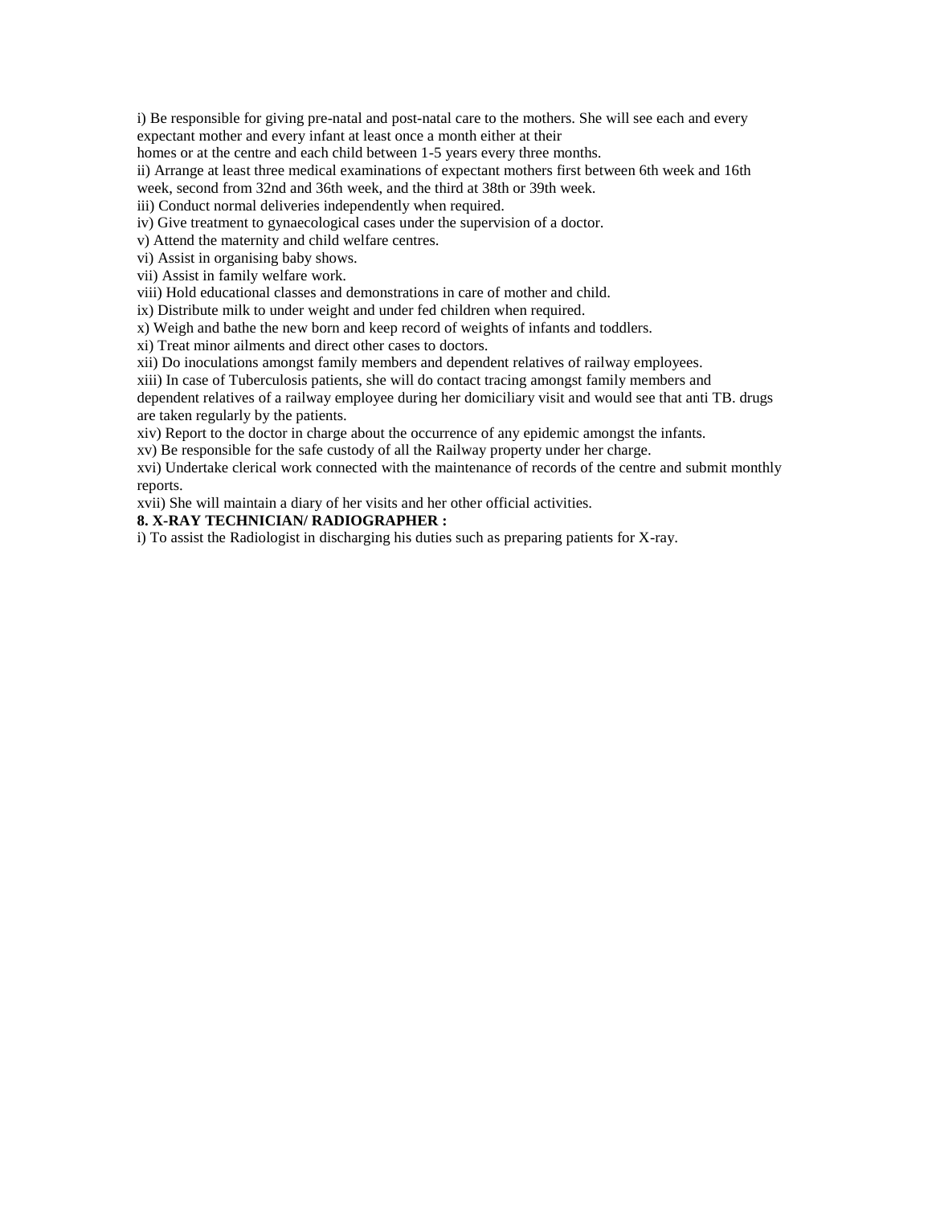i) Be responsible for giving pre-natal and post-natal care to the mothers. She will see each and every expectant mother and every infant at least once a month either at their homes or at the centre and each child between 1-5 years every three months.

ii) Arrange at least three medical examinations of expectant mothers first between 6th week and 16th week, second from 32nd and 36th week, and the third at 38th or 39th week.

iii) Conduct normal deliveries independently when required.

iv) Give treatment to gynaecological cases under the supervision of a doctor.

v) Attend the maternity and child welfare centres.

vi) Assist in organising baby shows.

vii) Assist in family welfare work.

viii) Hold educational classes and demonstrations in care of mother and child.

ix) Distribute milk to under weight and under fed children when required.

x) Weigh and bathe the new born and keep record of weights of infants and toddlers.

xi) Treat minor ailments and direct other cases to doctors.

xii) Do inoculations amongst family members and dependent relatives of railway employees.

xiii) In case of Tuberculosis patients, she will do contact tracing amongst family members and dependent relatives of a railway employee during her domiciliary visit and would see that anti TB. drugs are taken regularly by the patients.

xiv) Report to the doctor in charge about the occurrence of any epidemic amongst the infants.

xv) Be responsible for the safe custody of all the Railway property under her charge.

xvi) Undertake clerical work connected with the maintenance of records of the centre and submit monthly reports.

xvii) She will maintain a diary of her visits and her other official activities.

**8. X-RAY TECHNICIAN/ RADIOGRAPHER :**

i) To assist the Radiologist in discharging his duties such as preparing patients for X-ray.